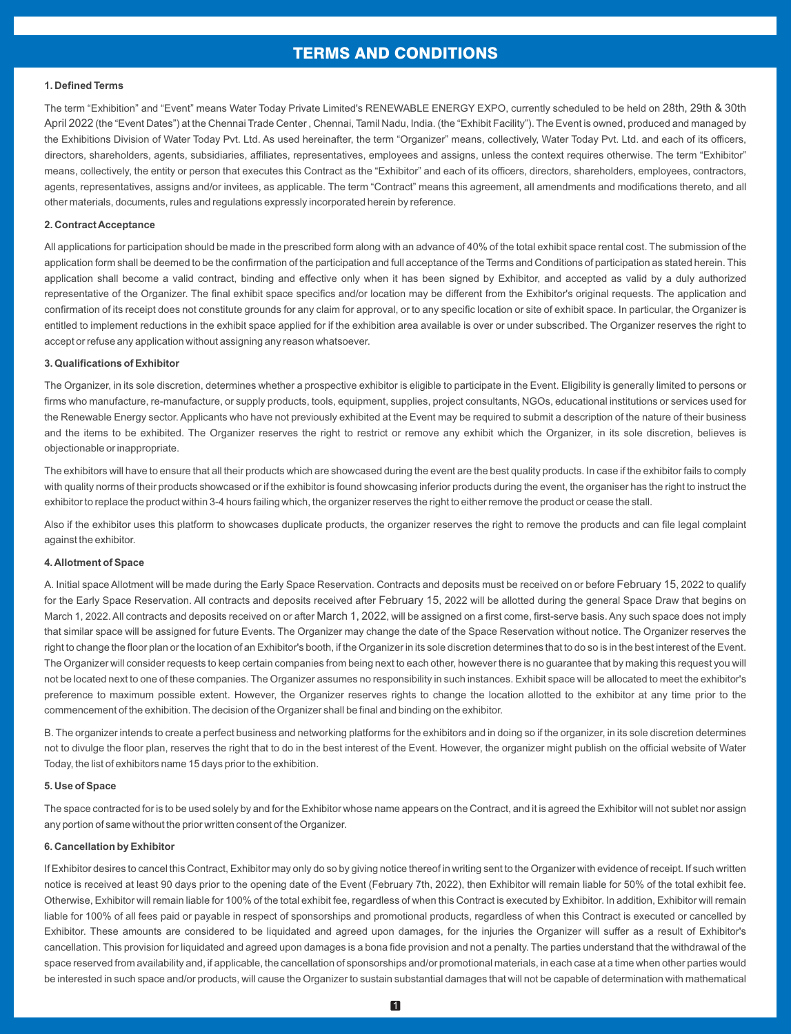# TERMS AND CONDITIONS

### 1. Defined Terms

The term "Exhibition" and "Event" means Water Today Private Limited's RENEWABLE ENERGY EXPO, currently scheduled to be held on 28th, 29th & 30th April 2022 (the "Event Dates") at the Chennai Trade Center , Chennai, Tamil Nadu, India. (the "Exhibit Facility"). The Event is owned, produced and managed by the Exhibitions Division of Water Today Pvt. Ltd. As used hereinafter, the term "Organizer" means, collectively, Water Today Pvt. Ltd. and each of its officers, directors, shareholders, agents, subsidiaries, affiliates, representatives, employees and assigns, unless the context requires otherwise. The term "Exhibitor" means, collectively, the entity or person that executes this Contract as the "Exhibitor" and each of its officers, directors, shareholders, employees, contractors, agents, representatives, assigns and/or invitees, as applicable. The term "Contract" means this agreement, all amendments and modifications thereto, and all other materials, documents, rules and regulations expressly incorporated herein by reference.

### 2. Contract Acceptance

All applications for participation should be made in the prescribed form along with an advance of 40% of the total exhibit space rental cost. The submission of the application form shall be deemed to be the confirmation of the participation and full acceptance of the Terms and Conditions of participation as stated herein. This application shall become a valid contract, binding and effective only when it has been signed by Exhibitor, and accepted as valid by a duly authorized representative of the Organizer. The final exhibit space specifics and/or location may be different from the Exhibitor's original requests. The application and confirmation of its receipt does not constitute grounds for any claim for approval, or to any specific location or site of exhibit space. In particular, the Organizer is entitled to implement reductions in the exhibit space applied for if the exhibition area available is over or under subscribed. The Organizer reserves the right to accept or refuse any application without assigning any reason whatsoever.

### 3. Qualifications of Exhibitor

The Organizer, in its sole discretion, determines whether a prospective exhibitor is eligible to participate in the Event. Eligibility is generally limited to persons or firms who manufacture, re-manufacture, or supply products, tools, equipment, supplies, project consultants, NGOs, educational institutions or services used for the Renewable Energy sector. Applicants who have not previously exhibited at the Event may be required to submit a description of the nature of their business and the items to be exhibited. The Organizer reserves the right to restrict or remove any exhibit which the Organizer, in its sole discretion, believes is objectionable or inappropriate.

The exhibitors will have to ensure that all their products which are showcased during the event are the best quality products. In case if the exhibitor fails to comply with quality norms of their products showcased or if the exhibitor is found showcasing inferior products during the event, the organiser has the right to instruct the exhibitor to replace the product within 3-4 hours failing which, the organizer reserves the right to either remove the product or cease the stall.

Also if the exhibitor uses this platform to showcases duplicate products, the organizer reserves the right to remove the products and can file legal complaint against the exhibitor.

### 4. Allotment of Space

A. Initial space Allotment will be made during the Early Space Reservation. Contracts and deposits must be received on or before February 15, 2022 to qualify for the Early Space Reservation. All contracts and deposits received after February 15, 2022 will be allotted during the general Space Draw that begins on March 1, 2022. All contracts and deposits received on or after March 1, 2022, will be assigned on a first come, first-serve basis. Any such space does not imply that similar space will be assigned for future Events. The Organizer may change the date of the Space Reservation without notice. The Organizer reserves the right to change the floor plan or the location of an Exhibitor's booth, if the Organizer in its sole discretion determines that to do so is in the best interest of the Event. The Organizer will consider requests to keep certain companies from being next to each other, however there is no guarantee that by making this request you will not be located next to one of these companies. The Organizer assumes no responsibility in such instances. Exhibit space will be allocated to meet the exhibitor's preference to maximum possible extent. However, the Organizer reserves rights to change the location allotted to the exhibitor at any time prior to the commencement of the exhibition. The decision of the Organizer shall be final and binding on the exhibitor.

B. The organizer intends to create a perfect business and networking platforms for the exhibitors and in doing so if the organizer, in its sole discretion determines not to divulge the floor plan, reserves the right that to do in the best interest of the Event. However, the organizer might publish on the official website of Water Today, the list of exhibitors name 15 days prior to the exhibition.

### 5. Use of Space

The space contracted for is to be used solely by and for the Exhibitor whose name appears on the Contract, and it is agreed the Exhibitor will not sublet nor assign any portion of same without the prior written consent of the Organizer.

### 6. Cancellation by Exhibitor

If Exhibitor desires to cancel this Contract, Exhibitor may only do so by giving notice thereof in writing sent to the Organizer with evidence of receipt. If such written notice is received at least 90 days prior to the opening date of the Event (February 7th, 2022), then Exhibitor will remain liable for 50% of the total exhibit fee. Otherwise, Exhibitor will remain liable for 100% of the total exhibit fee, regardless of when this Contract is executed by Exhibitor. In addition, Exhibitor will remain liable for 100% of all fees paid or payable in respect of sponsorships and promotional products, regardless of when this Contract is executed or cancelled by Exhibitor. These amounts are considered to be liquidated and agreed upon damages, for the injuries the Organizer will suffer as a result of Exhibitor's cancellation. This provision for liquidated and agreed upon damages is a bona fide provision and not a penalty. The parties understand that the withdrawal of the space reserved from availability and, if applicable, the cancellation of sponsorships and/or promotional materials, in each case at a time when other parties would be interested in such space and/or products, will cause the Organizer to sustain substantial damages that will not be capable of determination with mathematical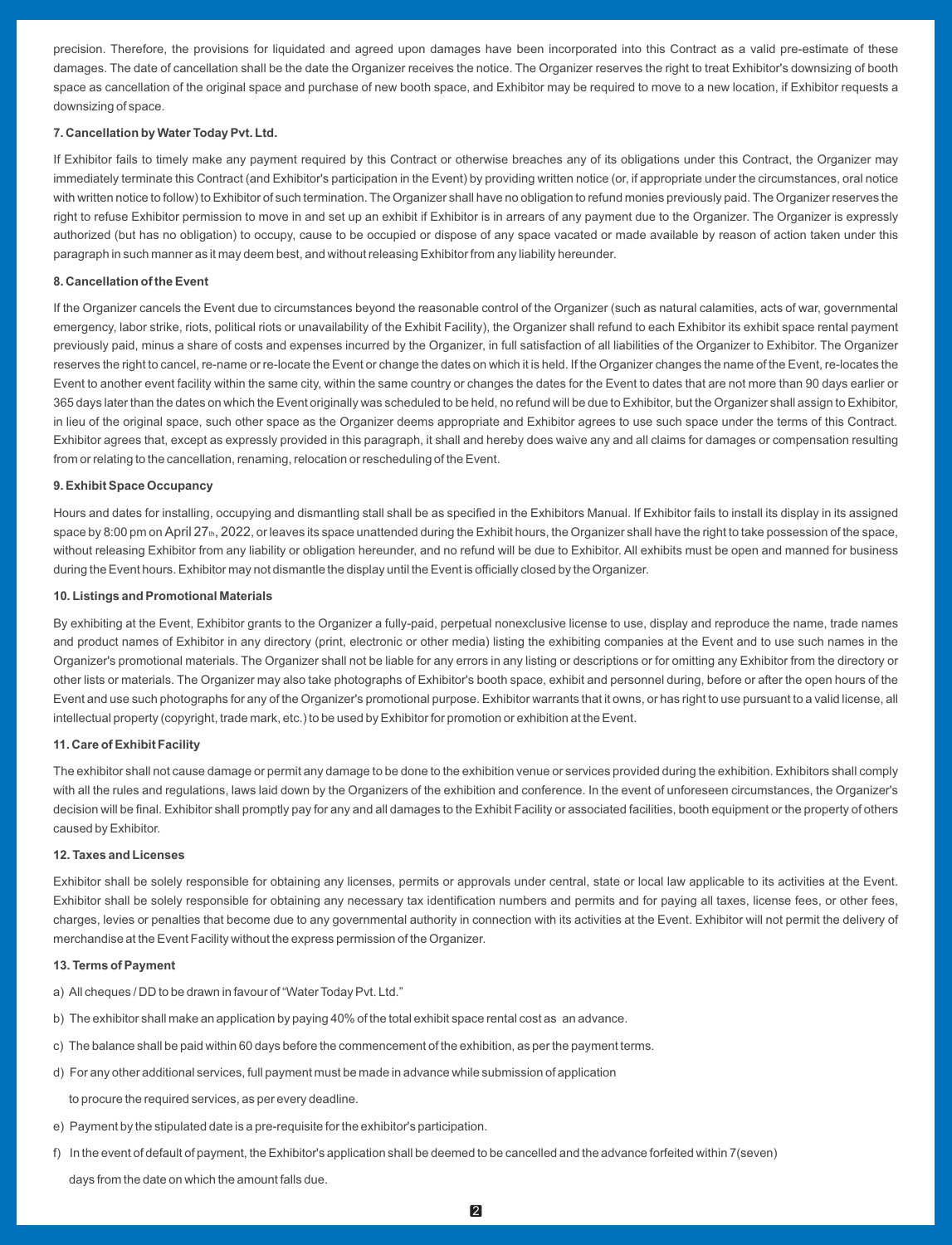precision. Therefore, the provisions for liquidated and agreed upon damages have been incorporated into this Contract as a valid pre-estimate of these damages. The date of cancellation shall be the date the Organizer receives the notice. The Organizer reserves the right to treat Exhibitor's downsizing of booth space as cancellation of the original space and purchase of new booth space, and Exhibitor may be required to move to a new location, if Exhibitor requests a downsizing of space.

**7. Cancellation by Water Today Pvt. Ltd.**

If Exhibitor fails to timely make any payment required by this Contract or otherwise breaches any of its obligations under this Contract, the Organizer may immediately terminate this Contract (and Exhibitor's participation in the Event) by providing written notice (or, if appropriate under the circumstances, oral notice with written notice to follow) to Exhibitor of such termination. The Organizer shall have no obligation to refund monies previously paid. The Organizer reserves the right to refuse Exhibitor permission to move in and set up an exhibit if Exhibitor is in arrears of any payment due to the Organizer. The Organizer is expressly authorized (but has no obligation) to occupy, cause to be occupied or dispose of any space vacated or made available by reason of action taken under this paragraph in such manner as it may deem best, and without releasing Exhibitor from any liability hereunder.

**8. Cancellation of the Event**

If the Organizer cancels the Event due to circumstances beyond the reasonable control of the Organizer (such as natural calamities, acts of war, governmental emergency, labor strike, riots, political riots or unavailability of the Exhibit Facility), the Organizer shall refund to each Exhibitor its exhibit space rental payment previously paid, minus a share of costs and expenses incurred by the Organizer, in full satisfaction of all liabilities of the Organizer to Exhibitor. The Organizer reserves the right to cancel, re-name or re-locate the Event or change the dates on which it is held. If the Organizer changes the name of the Event, re-locates the Event to another event facility within the same city, within the same country or changes the dates for the Event to dates that are not more than 90 days earlier or 365 days later than the dates on which the Event originally was scheduled to be held, no refund will be due to Exhibitor, but the Organizer shall assign to Exhibitor, in lieu of the original space, such other space as the Organizer deems appropriate and Exhibitor agrees to use such space under the terms of this Contract. Exhibitor agrees that, except as expressly provided in this paragraph, it shall and hereby does waive any and all claims for damages or compensation resulting from or relating to the cancellation, renaming, relocation or rescheduling of the Event.

**9. Exhibit Space Occupancy**

Hours and dates for installing, occupying and dismantling stall shall be as specified in the Exhibitors Manual. If Exhibitor fails to install its display in its assigned space by 8:00 pm on April 27th, 2022, or leaves its space unattended during the Exhibit hours, the Organizer shall have the right to take possession of the space, without releasing Exhibitor from any liability or obligation hereunder, and no refund will be due to Exhibitor. All exhibits must be open and manned for business during the Event hours. Exhibitor may not dismantle the display until the Event is officially closed by the Organizer.

**10. Listings and Promotional Materials**

By exhibiting at the Event, Exhibitor grants to the Organizer a fully-paid, perpetual nonexclusive license to use, display and reproduce the name, trade names and product names of Exhibitor in any directory (print, electronic or other media) listing the exhibiting companies at the Event and to use such names in the Organizer's promotional materials. The Organizer shall not be liable for any errors in any listing or descriptions or for omitting any Exhibitor from the directory or other lists or materials. The Organizer may also take photographs of Exhibitor's booth space, exhibit and personnel during, before or after the open hours of the Event and use such photographs for any of the Organizer's promotional purpose. Exhibitor warrants that it owns, or has right to use pursuant to a valid license, all intellectual property (copyright, trade mark, etc.) to be used by Exhibitor for promotion or exhibition at the Event.

**11. Care of Exhibit Facility**

The exhibitor shall not cause damage or permit any damage to be done to the exhibition venue or services provided during the exhibition. Exhibitors shall comply with all the rules and regulations, laws laid down by the Organizers of the exhibition and conference. In the event of unforeseen circumstances, the Organizer's decision will be final. Exhibitor shall promptly pay for any and all damages to the Exhibit Facility or associated facilities, booth equipment or the property of others caused by Exhibitor.

**12. Taxes and Licenses**

Exhibitor shall be solely responsible for obtaining any licenses, permits or approvals under central, state or local law applicable to its activities at the Event. Exhibitor shall be solely responsible for obtaining any necessary tax identification numbers and permits and for paying all taxes, license fees, or other fees, charges, levies or penalties that become due to any governmental authority in connection with its activities at the Event. Exhibitor will not permit the delivery of merchandise at the Event Facility without the express permission of the Organizer.

**13. Terms of Payment**

a) All cheques / DD to be drawn in favour of "Water Today Pvt. Ltd."

b) The exhibitor shall make an application by paying 40% of the total exhibit space rental cost as an advance.

c) The balance shall be paid within 60 days before the commencement of the exhibition, as per the payment terms.

d) For any other additional services, full payment must be made in advance while submission of application to procure the required services, as per every deadline.

e) Payment by the stipulated date is a pre-requisite for the exhibitor's participation.

f) In the event of default of payment, the Exhibitor's application shall be deemed to be cancelled and the advance forfeited within 7(seven) days from the date on which the amount falls due.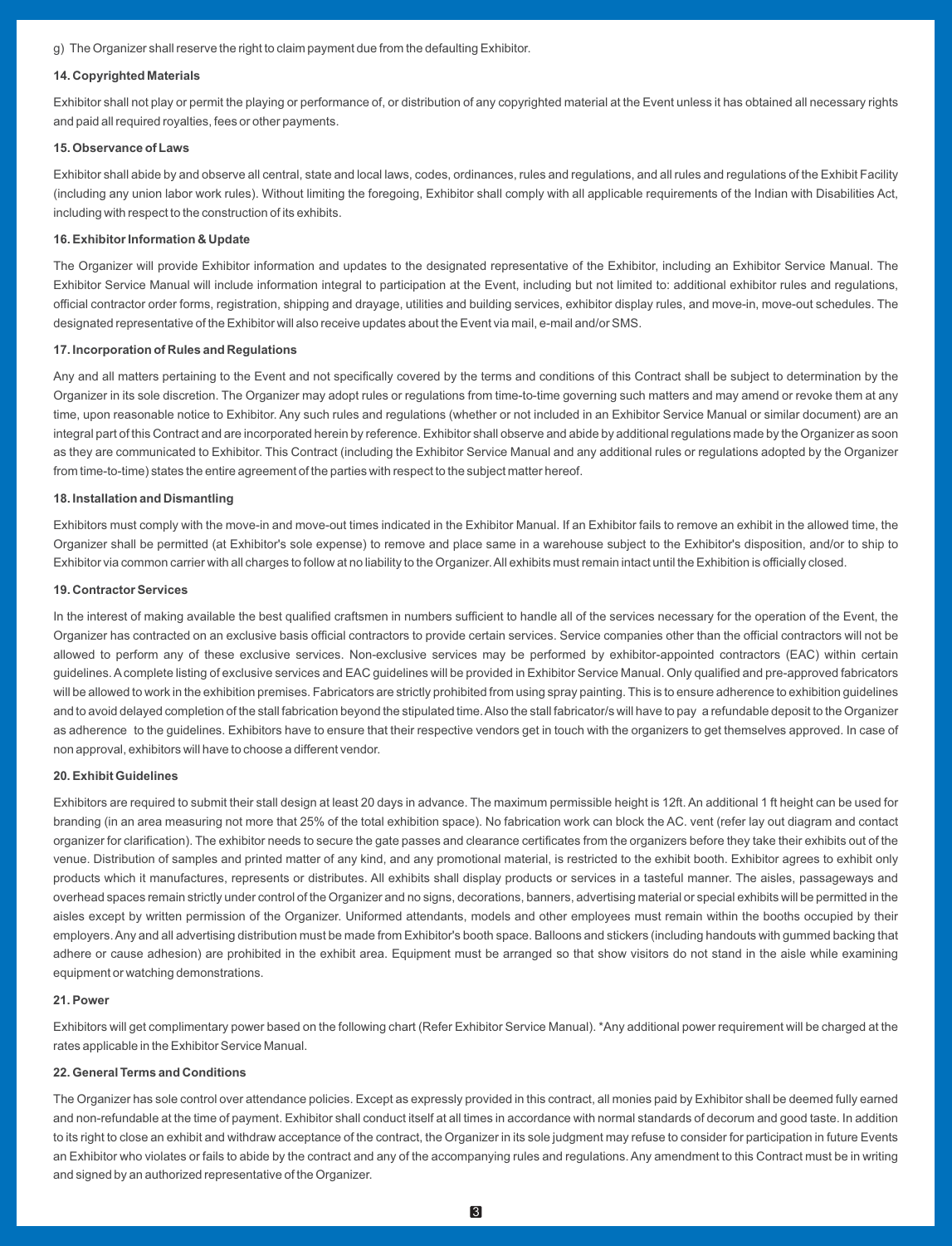g) The Organizer shall reserve the right to claim payment due from the defaulting Exhibitor.

**14. Copyrighted Materials**

Exhibitor shall not play or permit the playing or performance of, or distribution of any copyrighted material at the Event unless it has obtained all necessary rights and paid all required royalties, fees or other payments.

**15. Observance of Laws**

Exhibitor shall abide by and observe all central, state and local laws, codes, ordinances, rules and regulations, and all rules and regulations of the Exhibit Facility (including any union labor work rules). Without limiting the foregoing, Exhibitor shall comply with all applicable requirements of the Indian with Disabilities Act, including with respect to the construction of its exhibits.

**16. Exhibitor Information & Update**

The Organizer will provide Exhibitor information and updates to the designated representative of the Exhibitor, including an Exhibitor Service Manual. The Exhibitor Service Manual will include information integral to participation at the Event, including but not limited to: additional exhibitor rules and regulations, official contractor order forms, registration, shipping and drayage, utilities and building services, exhibitor display rules, and move-in, move-out schedules. The designated representative of the Exhibitor will also receive updates about the Event via mail, e-mail and/or SMS.

**17. Incorporation of Rules and Regulations**

Any and all matters pertaining to the Event and not specifically covered by the terms and conditions of this Contract shall be subject to determination by the Organizer in its sole discretion. The Organizer may adopt rules or regulations from time-to-time governing such matters and may amend or revoke them at any time, upon reasonable notice to Exhibitor. Any such rules and regulations (whether or not included in an Exhibitor Service Manual or similar document) are an integral part of this Contract and are incorporated herein by reference. Exhibitor shall observe and abide by additional regulations made by the Organizer as soon as they are communicated to Exhibitor. This Contract (including the Exhibitor Service Manual and any additional rules or regulations adopted by the Organizer from time-to-time) states the entire agreement of the parties with respect to the subject matter hereof.

**18. Installation and Dismantling**

Exhibitors must comply with the move-in and move-out times indicated in the Exhibitor Manual. If an Exhibitor fails to remove an exhibit in the allowed time, the Organizer shall be permitted (at Exhibitor's sole expense) to remove and place same in a warehouse subject to the Exhibitor's disposition, and/or to ship to Exhibitor via common carrier with all charges to follow at no liability to the Organizer. All exhibits must remain intact until the Exhibition is officially closed.

**19. Contractor Services**

In the interest of making available the best qualified craftsmen in numbers sufficient to handle all of the services necessary for the operation of the Event, the Organizer has contracted on an exclusive basis official contractors to provide certain services. Service companies other than the official contractors will not be allowed to perform any of these exclusive services. Non-exclusive services may be performed by exhibitor-appointed contractors (EAC) within certain guidelines. A complete listing of exclusive services and EAC guidelines will be provided in Exhibitor Service Manual. Only qualified and pre-approved fabricators will be allowed to work in the exhibition premises. Fabricators are strictly prohibited from using spray painting. This is to ensure adherence to exhibition guidelines and to avoid delayed completion of the stall fabrication beyond the stipulated time. Also the stall fabricator/s will have to pay a refundable deposit to the Organizer as adherence to the guidelines. Exhibitors have to ensure that their respective vendors get in touch with the organizers to get themselves approved. In case of non approval, exhibitors will have to choose a different vendor.

**20. Exhibit Guidelines**

Exhibitors are required to submit their stall design at least 20 days in advance. The maximum permissible height is 12ft. An additional 1 ft height can be used for branding (in an area measuring not more that 25% of the total exhibition space). No fabrication work can block the AC. vent (refer lay out diagram and contact organizer for clarification). The exhibitor needs to secure the gate passes and clearance certificates from the organizers before they take their exhibits out of the venue. Distribution of samples and printed matter of any kind, and any promotional material, is restricted to the exhibit booth. Exhibitor agrees to exhibit only products which it manufactures, represents or distributes. All exhibits shall display products or services in a tasteful manner. The aisles, passageways and overhead spaces remain strictly under control of the Organizer and no signs, decorations, banners, advertising material or special exhibits will be permitted in the aisles except by written permission of the Organizer. Uniformed attendants, models and other employees must remain within the booths occupied by their employers. Any and all advertising distribution must be made from Exhibitor's booth space. Balloons and stickers (including handouts with gummed backing that adhere or cause adhesion) are prohibited in the exhibit area. Equipment must be arranged so that show visitors do not stand in the aisle while examining equipment or watching demonstrations.

**21. Power**

Exhibitors will get complimentary power based on the following chart (Refer Exhibitor Service Manual). *Any additional power requirement will be charged at the rates applicable in the Exhibitor Service Manual.

**22. General Terms and Conditions**

The Organizer has sole control over attendance policies. Except as expressly provided in this contract, all monies paid by Exhibitor shall be deemed fully earned and non-refundable at the time of payment. Exhibitor shall conduct itself at all times in accordance with normal standards of decorum and good taste. In addition to its right to close an exhibit and withdraw acceptance of the contract, the Organizer in its sole judgment may refuse to consider for participation in future Events an Exhibitor who violates or fails to abide by the contract and any of the accompanying rules and regulations. Any amendment to this Contract must be in writing and signed by an authorized representative of the Organizer.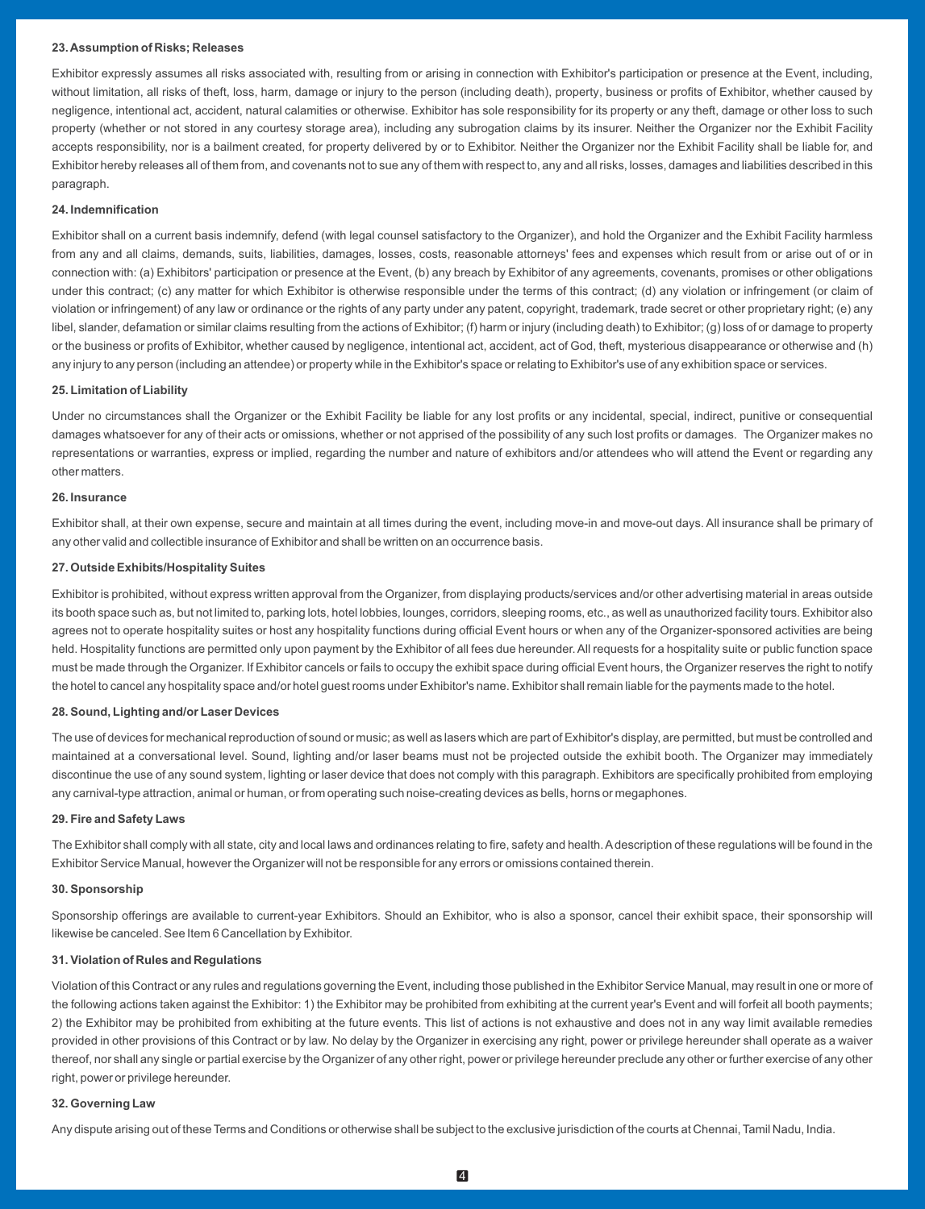**23. Assumption of Risks; Releases**

Exhibitor expressly assumes all risks associated with, resulting from or arising in connection with Exhibitor's participation or presence at the Event, including, without limitation, all risks of theft, loss, harm, damage or injury to the person (including death), property, business or profits of Exhibitor, whether caused by negligence, intentional act, accident, natural calamities or otherwise. Exhibitor has sole responsibility for its property or any theft, damage or other loss to such property (whether or not stored in any courtesy storage area), including any subrogation claims by its insurer. Neither the Organizer nor the Exhibit Facility accepts responsibility, nor is a bailment created, for property delivered by or to Exhibitor. Neither the Organizer nor the Exhibit Facility shall be liable for, and Exhibitor hereby releases all of them from, and covenants not to sue any of them with respect to, any and all risks, losses, damages and liabilities described in this paragraph.

**24. Indemnification**

Exhibitor shall on a current basis indemnify, defend (with legal counsel satisfactory to the Organizer), and hold the Organizer and the Exhibit Facility harmless from any and all claims, demands, suits, liabilities, damages, losses, costs, reasonable attorneys' fees and expenses which result from or arise out of or in connection with: (a) Exhibitors' participation or presence at the Event, (b) any breach by Exhibitor of any agreements, covenants, promises or other obligations under this contract; (c) any matter for which Exhibitor is otherwise responsible under the terms of this contract; (d) any violation or infringement (or claim of violation or infringement) of any law or ordinance or the rights of any party under any patent, copyright, trademark, trade secret or other proprietary right; (e) any libel, slander, defamation or similar claims resulting from the actions of Exhibitor; (f) harm or injury (including death) to Exhibitor; (g) loss of or damage to property or the business or profits of Exhibitor, whether caused by negligence, intentional act, accident, act of God, theft, mysterious disappearance or otherwise and (h) any injury to any person (including an attendee) or property while in the Exhibitor's space or relating to Exhibitor's use of any exhibition space or services.

**25. Limitation of Liability**

Under no circumstances shall the Organizer or the Exhibit Facility be liable for any lost profits or any incidental, special, indirect, punitive or consequential damages whatsoever for any of their acts or omissions, whether or not apprised of the possibility of any such lost profits or damages. The Organizer makes no representations or warranties, express or implied, regarding the number and nature of exhibitors and/or attendees who will attend the Event or regarding any other matters.

**26. Insurance**

Exhibitor shall, at their own expense, secure and maintain at all times during the event, including move-in and move-out days. All insurance shall be primary of any other valid and collectible insurance of Exhibitor and shall be written on an occurrence basis.

**27. Outside Exhibits/Hospitality Suites**

Exhibitor is prohibited, without express written approval from the Organizer, from displaying products/services and/or other advertising material in areas outside its booth space such as, but not limited to, parking lots, hotel lobbies, lounges, corridors, sleeping rooms, etc., as well as unauthorized facility tours. Exhibitor also agrees not to operate hospitality suites or host any hospitality functions during official Event hours or when any of the Organizer-sponsored activities are being held. Hospitality functions are permitted only upon payment by the Exhibitor of all fees due hereunder. All requests for a hospitality suite or public function space must be made through the Organizer. If Exhibitor cancels or fails to occupy the exhibit space during official Event hours, the Organizer reserves the right to notify the hotel to cancel any hospitality space and/or hotel guest rooms under Exhibitor's name. Exhibitor shall remain liable for the payments made to the hotel.

**28. Sound, Lighting and/or Laser Devices**

The use of devices for mechanical reproduction of sound or music; as well as lasers which are part of Exhibitor's display, are permitted, but must be controlled and maintained at a conversational level. Sound, lighting and/or laser beams must not be projected outside the exhibit booth. The Organizer may immediately discontinue the use of any sound system, lighting or laser device that does not comply with this paragraph. Exhibitors are specifically prohibited from employing any carnival-type attraction, animal or human, or from operating such noise-creating devices as bells, horns or megaphones.

**29. Fire and Safety Laws**

The Exhibitor shall comply with all state, city and local laws and ordinances relating to fire, safety and health. A description of these regulations will be found in the Exhibitor Service Manual, however the Organizer will not be responsible for any errors or omissions contained therein.

**30. Sponsorship**

Sponsorship offerings are available to current-year Exhibitors. Should an Exhibitor, who is also a sponsor, cancel their exhibit space, their sponsorship will likewise be canceled. See Item 6 Cancellation by Exhibitor.

**31. Violation of Rules and Regulations**

Violation of this Contract or any rules and regulations governing the Event, including those published in the Exhibitor Service Manual, may result in one or more of the following actions taken against the Exhibitor: 1) the Exhibitor may be prohibited from exhibiting at the current year's Event and will forfeit all booth payments; 2) the Exhibitor may be prohibited from exhibiting at the future events. This list of actions is not exhaustive and does not in any way limit available remedies provided in other provisions of this Contract or by law. No delay by the Organizer in exercising any right, power or privilege hereunder shall operate as a waiver thereof, nor shall any single or partial exercise by the Organizer of any other right, power or privilege hereunder preclude any other or further exercise of any other right, power or privilege hereunder.

**32. Governing Law**

Any dispute arising out of these Terms and Conditions or otherwise shall be subject to the exclusive jurisdiction of the courts at Chennai, Tamil Nadu, India.